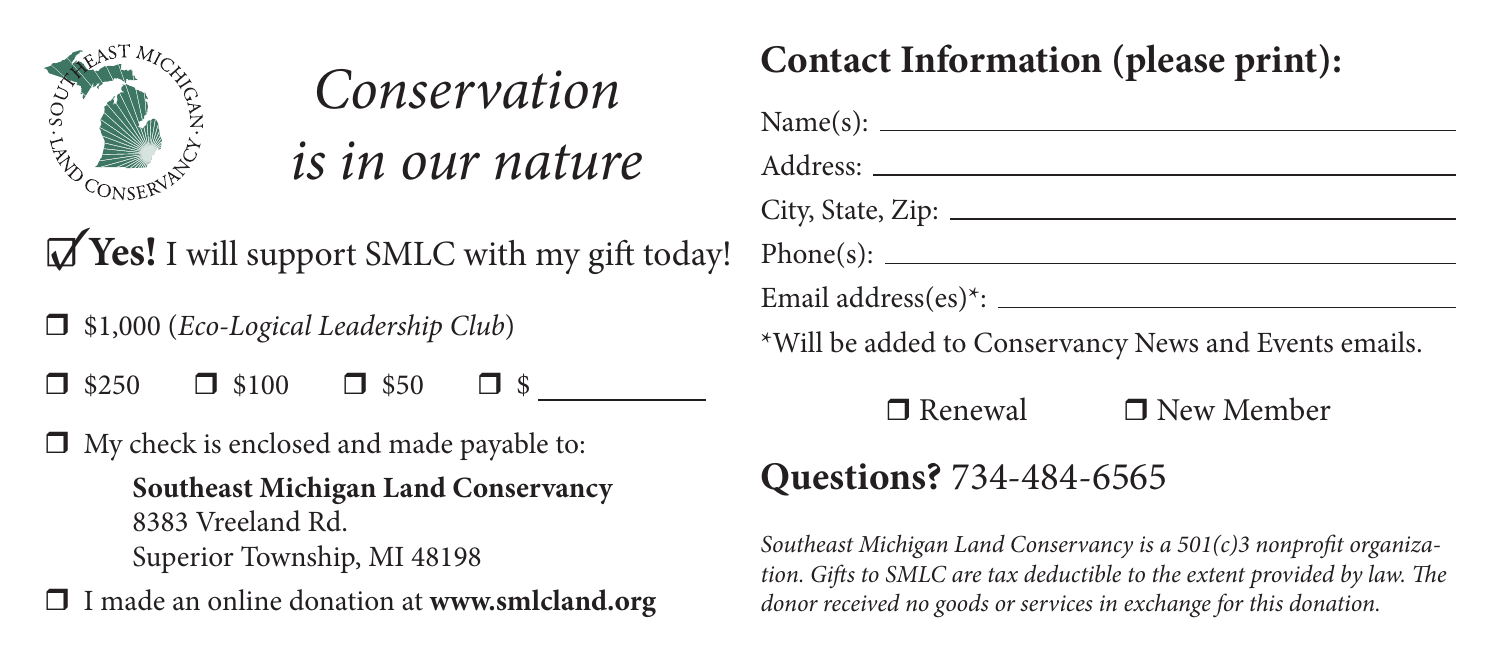SOUTHEAST MICHIGAN · LAND CONSERVANCY ·

# *Conservation is in our nature*

☑ **Yes!** I will support SMLC with my gift today!

- ❒ $1,000 (*Eco-Logical Leadership Club*)
- ❒ $250 ❒ $100 ❒ $50 ❒ $ ___________
- ❒ My check is enclosed and made payable to:

  **Southeast Michigan Land Conservancy**
  8383 Vreeland Rd.
  Superior Township, MI 48198

- ❒ I made an online donation at **www.smlcland.org**

## Contact Information (please print):

Name(s): ______________________________

Address: ______________________________

City, State, Zip: ______________________________

Phone(s): ______________________________

Email address(es)*: ______________________________

*Will be added to Conservancy News and Events emails.

❒ Renewal ❒ New Member

## Questions? 734-484-6565

*Southeast Michigan Land Conservancy is a 501(c)3 nonprofit organization. Gifts to SMLC are tax deductible to the extent provided by law. The donor received no goods or services in exchange for this donation.*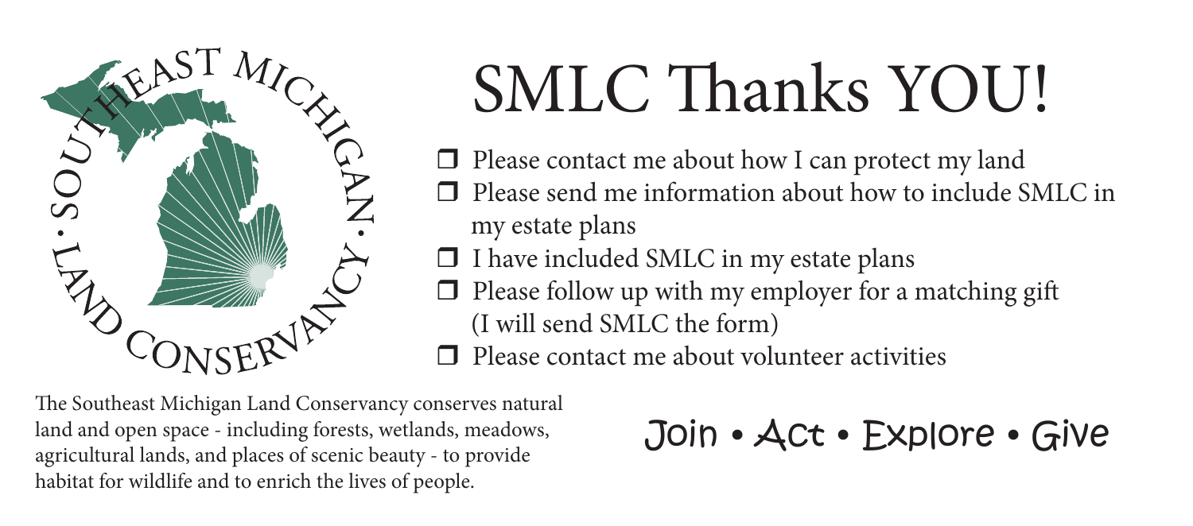# SMLC Thanks YOU!

- ☐ Please contact me about how I can protect my land
- ☐ Please send me information about how to include SMLC in my estate plans
- ☐ I have included SMLC in my estate plans
- ☐ Please follow up with my employer for a matching gift (I will send SMLC the form)
- ☐ Please contact me about volunteer activities

The Southeast Michigan Land Conservancy conserves natural land and open space - including forests, wetlands, meadows, agricultural lands, and places of scenic beauty - to provide habitat for wildlife and to enrich the lives of people.

Join • Act • Explore • Give